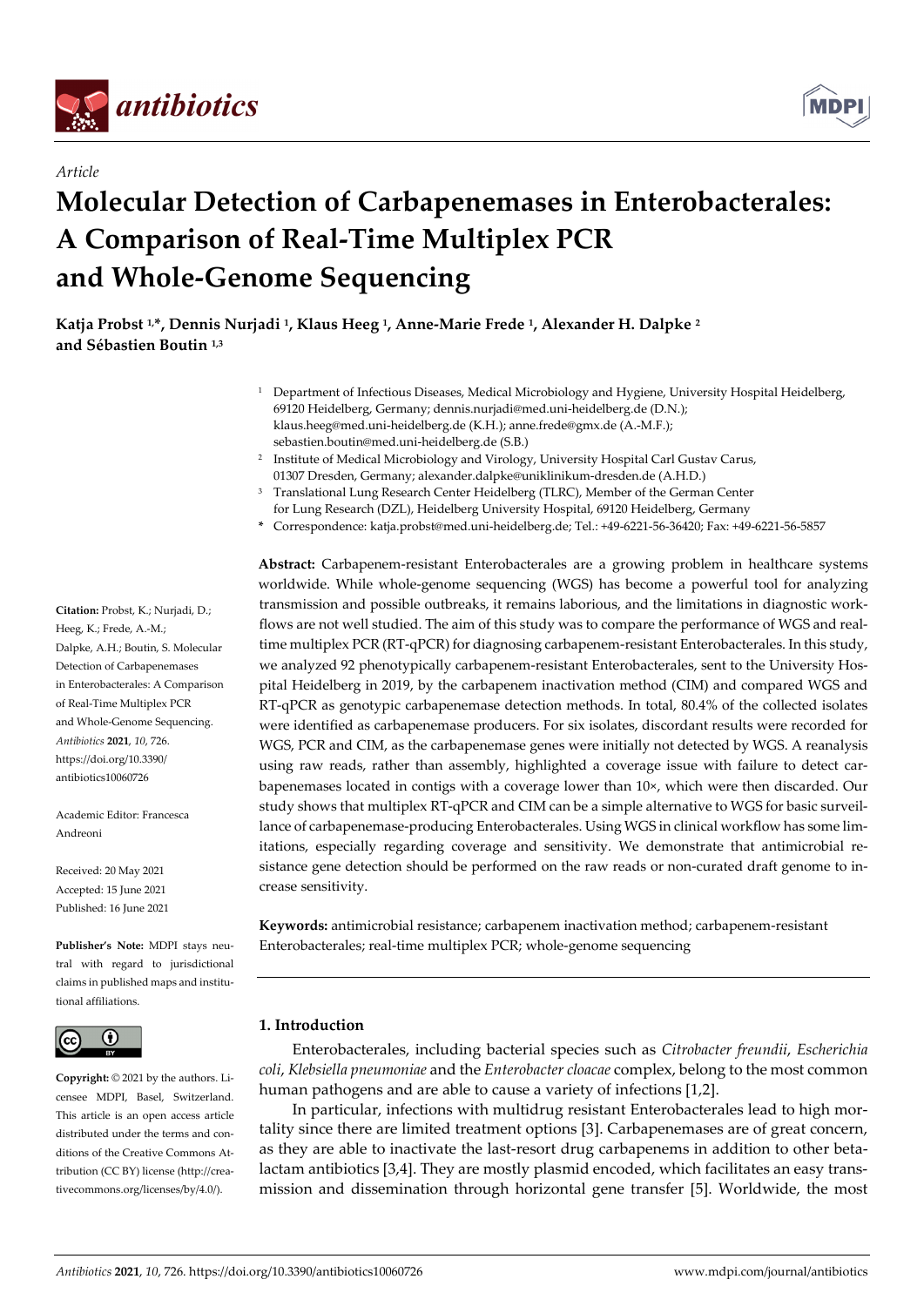*Article*

# Molecular Detection of Carbapenemases in Enterobacterales: A Comparison of Real-Time Multiplex PCR and Whole-Genome Sequencing

**Katja Probst [1,*], Dennis Nurjadi [1], Klaus Heeg [1], Anne-Marie Frede [1], Alexander H. Dalpke [2] and Sébastien Boutin [1,3]**

[1] Department of Infectious Diseases, Medical Microbiology and Hygiene, University Hospital Heidelberg, 69120 Heidelberg, Germany; dennis.nurjadi@med.uni-heidelberg.de (D.N.); klaus.heeg@med.uni-heidelberg.de (K.H.); anne.frede@gmx.de (A.-M.F.); sebastien.boutin@med.uni-heidelberg.de (S.B.)

[2] Institute of Medical Microbiology and Virology, University Hospital Carl Gustav Carus, 01307 Dresden, Germany; alexander.dalpke@uniklinikum-dresden.de (A.H.D.)

[3] Translational Lung Research Center Heidelberg (TLRC), Member of the German Center for Lung Research (DZL), Heidelberg University Hospital, 69120 Heidelberg, Germany

* Correspondence: katja.probst@med.uni-heidelberg.de; Tel.: +49-6221-56-36420; Fax: +49-6221-56-5857

**Abstract:** Carbapenem-resistant Enterobacterales are a growing problem in healthcare systems worldwide. While whole-genome sequencing (WGS) has become a powerful tool for analyzing transmission and possible outbreaks, it remains laborious, and the limitations in diagnostic workflows are not well studied. The aim of this study was to compare the performance of WGS and real-time multiplex PCR (RT-qPCR) for diagnosing carbapenem-resistant Enterobacterales. In this study, we analyzed 92 phenotypically carbapenem-resistant Enterobacterales, sent to the University Hospital Heidelberg in 2019, by the carbapenem inactivation method (CIM) and compared WGS and RT-qPCR as genotypic carbapenemase detection methods. In total, 80.4% of the collected isolates were identified as carbapenemase producers. For six isolates, discordant results were recorded for WGS, PCR and CIM, as the carbapenemase genes were initially not detected by WGS. A reanalysis using raw reads, rather than assembly, highlighted a coverage issue with failure to detect carbapenemases located in contigs with a coverage lower than 10×, which were then discarded. Our study shows that multiplex RT-qPCR and CIM can be a simple alternative to WGS for basic surveillance of carbapenemase-producing Enterobacterales. Using WGS in clinical workflow has some limitations, especially regarding coverage and sensitivity. We demonstrate that antimicrobial resistance gene detection should be performed on the raw reads or non-curated draft genome to increase sensitivity.

**Keywords:** antimicrobial resistance; carbapenem inactivation method; carbapenem-resistant Enterobacterales; real-time multiplex PCR; whole-genome sequencing

**Citation:** Probst, K.; Nurjadi, D.; Heeg, K.; Frede, A.-M.; Dalpke, A.H.; Boutin, S. Molecular Detection of Carbapenemases in Enterobacterales: A Comparison of Real-Time Multiplex PCR and Whole-Genome Sequencing. *Antibiotics* **2021**, *10*, 726. https://doi.org/10.3390/antibiotics10060726

Academic Editor: Francesca Andreoni

Received: 20 May 2021
Accepted: 15 June 2021
Published: 16 June 2021

**Publisher's Note:** MDPI stays neutral with regard to jurisdictional claims in published maps and institutional affiliations.

**Copyright:** © 2021 by the authors. Licensee MDPI, Basel, Switzerland. This article is an open access article distributed under the terms and conditions of the Creative Commons Attribution (CC BY) license (http://creativecommons.org/licenses/by/4.0/).

## 1. Introduction

Enterobacterales, including bacterial species such as *Citrobacter freundii*, *Escherichia coli*, *Klebsiella pneumoniae* and the *Enterobacter cloacae* complex, belong to the most common human pathogens and are able to cause a variety of infections [1,2].

In particular, infections with multidrug resistant Enterobacterales lead to high mortality since there are limited treatment options [3]. Carbapenemases are of great concern, as they are able to inactivate the last-resort drug carbapenems in addition to other beta-lactam antibiotics [3,4]. They are mostly plasmid encoded, which facilitates an easy transmission and dissemination through horizontal gene transfer [5]. Worldwide, the most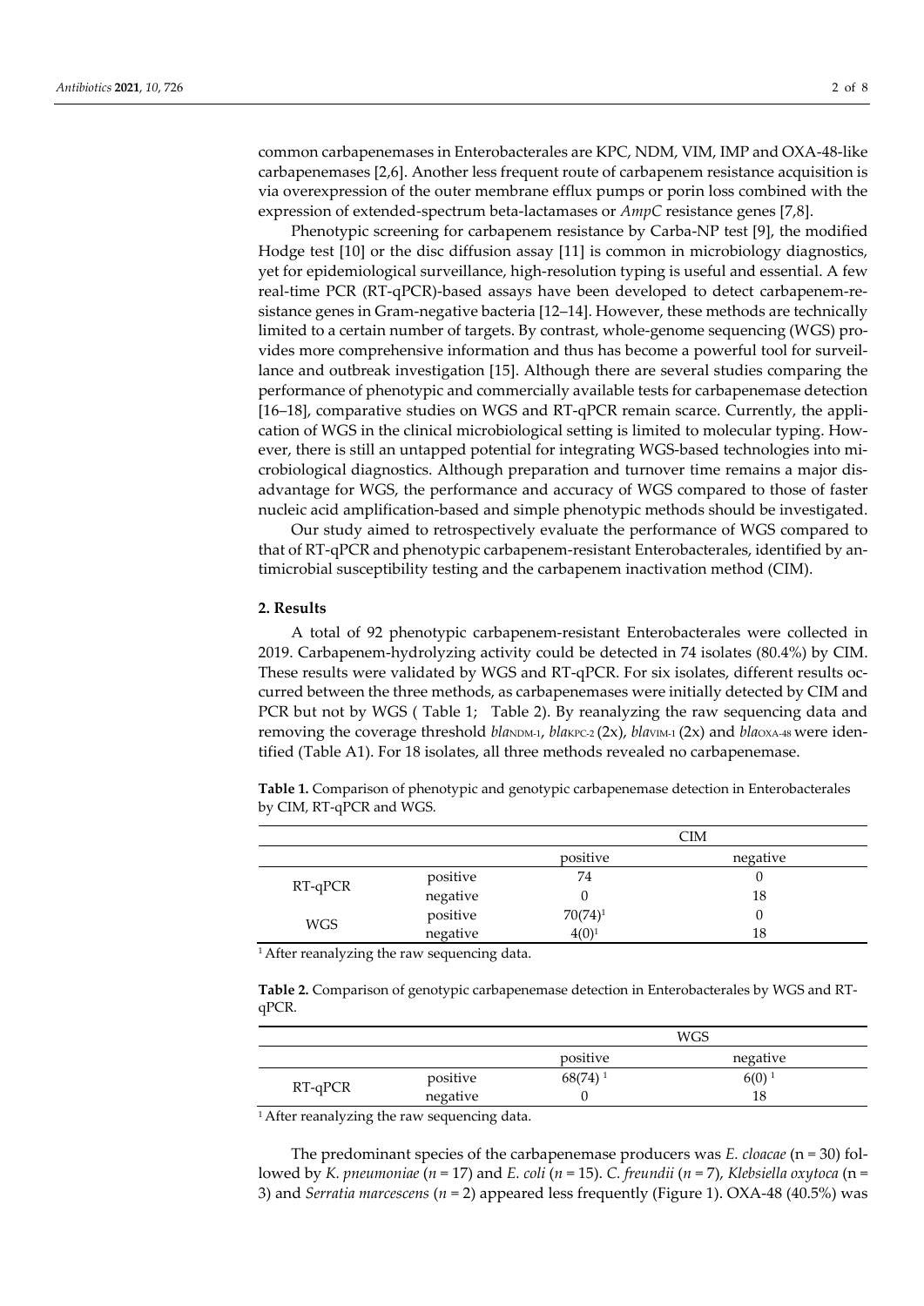common carbapenemases in Enterobacterales are KPC, NDM, VIM, IMP and OXA-48-like carbapenemases [2,6]. Another less frequent route of carbapenem resistance acquisition is via overexpression of the outer membrane efflux pumps or porin loss combined with the expression of extended-spectrum beta-lactamases or *AmpC* resistance genes [7,8].

Phenotypic screening for carbapenem resistance by Carba-NP test [9], the modified Hodge test [10] or the disc diffusion assay [11] is common in microbiology diagnostics, yet for epidemiological surveillance, high-resolution typing is useful and essential. A few real-time PCR (RT-qPCR)-based assays have been developed to detect carbapenem-resistance genes in Gram-negative bacteria [12–14]. However, these methods are technically limited to a certain number of targets. By contrast, whole-genome sequencing (WGS) provides more comprehensive information and thus has become a powerful tool for surveillance and outbreak investigation [15]. Although there are several studies comparing the performance of phenotypic and commercially available tests for carbapenemase detection [16–18], comparative studies on WGS and RT-qPCR remain scarce. Currently, the application of WGS in the clinical microbiological setting is limited to molecular typing. However, there is still an untapped potential for integrating WGS-based technologies into microbiological diagnostics. Although preparation and turnover time remains a major disadvantage for WGS, the performance and accuracy of WGS compared to those of faster nucleic acid amplification-based and simple phenotypic methods should be investigated.

Our study aimed to retrospectively evaluate the performance of WGS compared to that of RT-qPCR and phenotypic carbapenem-resistant Enterobacterales, identified by antimicrobial susceptibility testing and the carbapenem inactivation method (CIM).

## 2. Results

A total of 92 phenotypic carbapenem-resistant Enterobacterales were collected in 2019. Carbapenem-hydrolyzing activity could be detected in 74 isolates (80.4%) by CIM. These results were validated by WGS and RT-qPCR. For six isolates, different results occurred between the three methods, as carbapenemases were initially detected by CIM and PCR but not by WGS (Table 1; Table 2). By reanalyzing the raw sequencing data and removing the coverage threshold $bla_{NDM-1}$, $bla_{KPC-2}$ (2x), $bla_{VIM-1}$ (2x) and $bla_{OXA-48}$ were identified (Table A1). For 18 isolates, all three methods revealed no carbapenemase.

**Table 1.** Comparison of phenotypic and genotypic carbapenemase detection in Enterobacterales by CIM, RT-qPCR and WGS.

| | | CIM | |
|---|---|---|---|
| | | positive | negative |
| RT-qPCR | positive | 74 | 0 |
| | negative | 0 | 18 |
| WGS | positive | 70(74) [1] | 0 |
| | negative | 4(0) [1] | 18 |

[1] After reanalyzing the raw sequencing data.

**Table 2.** Comparison of genotypic carbapenemase detection in Enterobacterales by WGS and RT-qPCR.

| | | WGS | |
|---|---|---|---|
| | | positive | negative |
| RT-qPCR | positive | 68(74) [1] | 6(0) [1] |
| | negative | 0 | 18 |

[1] After reanalyzing the raw sequencing data.

The predominant species of the carbapenemase producers was *E. cloacae* (n = 30) followed by *K. pneumoniae* (*n* = 17) and *E. coli* (*n* = 15). *C. freundii* (*n* = 7), *Klebsiella oxytoca* (n = 3) and *Serratia marcescens* (*n* = 2) appeared less frequently (Figure 1). OXA-48 (40.5%) was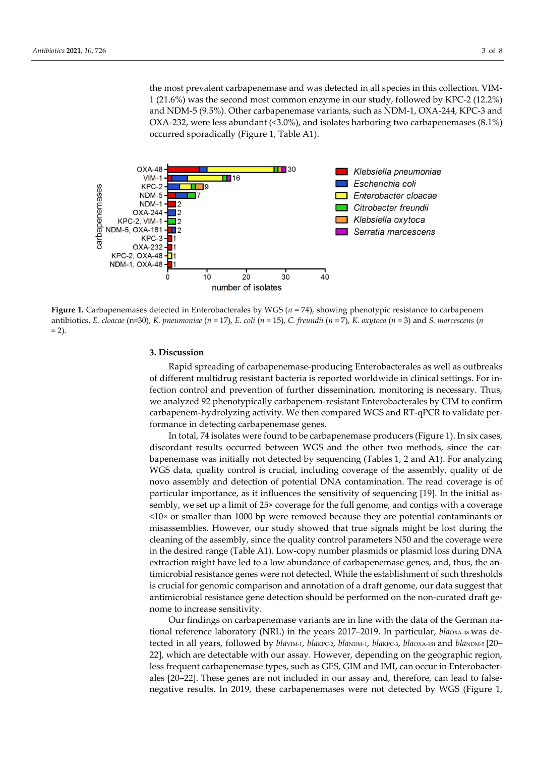the most prevalent carbapenemase and was detected in all species in this collection. VIM-1 (21.6%) was the second most common enzyme in our study, followed by KPC-2 (12.2%) and NDM-5 (9.5%). Other carbapenemase variants, such as NDM-1, OXA-244, KPC-3 and OXA-232, were less abundant (<3.0%), and isolates harboring two carbapenemases (8.1%) occurred sporadically (Figure 1, Table A1).

**Figure 1.** Carbapenemases detected in Enterobacterales by WGS ($n$ = 74), showing phenotypic resistance to carbapenem antibiotics. *E. cloacae* (n=30), *K. pneumoniae* ($n$ = 17), *E. coli* ($n$ = 15), *C. freundii* ($n$ = 7), *K. oxytoca* ($n$ = 3) and *S. marcescens* ($n$ = 2).

## 3. Discussion

Rapid spreading of carbapenemase-producing Enterobacterales as well as outbreaks of different multidrug resistant bacteria is reported worldwide in clinical settings. For infection control and prevention of further dissemination, monitoring is necessary. Thus, we analyzed 92 phenotypically carbapenem-resistant Enterobacterales by CIM to confirm carbapenem-hydrolyzing activity. We then compared WGS and RT-qPCR to validate performance in detecting carbapenemase genes.

In total, 74 isolates were found to be carbapenemase producers (Figure 1). In six cases, discordant results occurred between WGS and the other two methods, since the carbapenemase was initially not detected by sequencing (Tables 1, 2 and A1). For analyzing WGS data, quality control is crucial, including coverage of the assembly, quality of de novo assembly and detection of potential DNA contamination. The read coverage is of particular importance, as it influences the sensitivity of sequencing [19]. In the initial assembly, we set up a limit of 25× coverage for the full genome, and contigs with a coverage <10× or smaller than 1000 bp were removed because they are potential contaminants or misassemblies. However, our study showed that true signals might be lost during the cleaning of the assembly, since the quality control parameters N50 and the coverage were in the desired range (Table A1). Low-copy number plasmids or plasmid loss during DNA extraction might have led to a low abundance of carbapenemase genes, and, thus, the antimicrobial resistance genes were not detected. While the establishment of such thresholds is crucial for genomic comparison and annotation of a draft genome, our data suggest that antimicrobial resistance gene detection should be performed on the non-curated draft genome to increase sensitivity.

Our findings on carbapenemase variants are in line with the data of the German national reference laboratory (NRL) in the years 2017–2019. In particular, *bla*$_{OXA-48}$ was detected in all years, followed by *bla*$_{VIM-1}$, *bla*$_{KPC-2}$, *bla*$_{NDM-1}$, *bla*$_{KPC-3}$, *bla*$_{OXA-181}$ and *bla*$_{NDM-5}$ [20–22], which are detectable with our assay. However, depending on the geographic region, less frequent carbapenemase types, such as GES, GIM and IMI, can occur in Enterobacterales [20–22]. These genes are not included in our assay and, therefore, can lead to false-negative results. In 2019, these carbapenemases were not detected by WGS (Figure 1,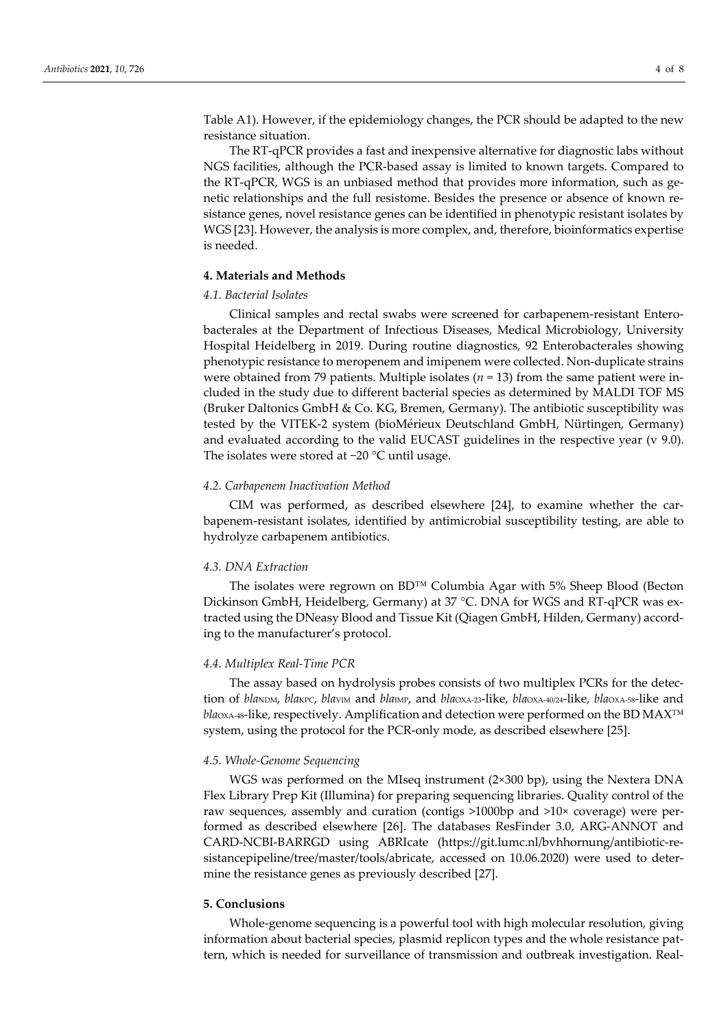Table A1). However, if the epidemiology changes, the PCR should be adapted to the new resistance situation.

The RT-qPCR provides a fast and inexpensive alternative for diagnostic labs without NGS facilities, although the PCR-based assay is limited to known targets. Compared to the RT-qPCR, WGS is an unbiased method that provides more information, such as genetic relationships and the full resistome. Besides the presence or absence of known resistance genes, novel resistance genes can be identified in phenotypic resistant isolates by WGS [23]. However, the analysis is more complex, and, therefore, bioinformatics expertise is needed.

## 4. Materials and Methods

### 4.1. Bacterial Isolates

Clinical samples and rectal swabs were screened for carbapenem-resistant Enterobacterales at the Department of Infectious Diseases, Medical Microbiology, University Hospital Heidelberg in 2019. During routine diagnostics, 92 Enterobacterales showing phenotypic resistance to meropenem and imipenem were collected. Non-duplicate strains were obtained from 79 patients. Multiple isolates ($n = 13$) from the same patient were included in the study due to different bacterial species as determined by MALDI TOF MS (Bruker Daltonics GmbH & Co. KG, Bremen, Germany). The antibiotic susceptibility was tested by the VITEK-2 system (bioMérieux Deutschland GmbH, Nürtingen, Germany) and evaluated according to the valid EUCAST guidelines in the respective year (v 9.0). The isolates were stored at −20 °C until usage.

### 4.2. Carbapenem Inactivation Method

CIM was performed, as described elsewhere [24], to examine whether the carbapenem-resistant isolates, identified by antimicrobial susceptibility testing, are able to hydrolyze carbapenem antibiotics.

### 4.3. DNA Extraction

The isolates were regrown on BD™ Columbia Agar with 5% Sheep Blood (Becton Dickinson GmbH, Heidelberg, Germany) at 37 °C. DNA for WGS and RT-qPCR was extracted using the DNeasy Blood and Tissue Kit (Qiagen GmbH, Hilden, Germany) according to the manufacturer's protocol.

### 4.4. Multiplex Real-Time PCR

The assay based on hydrolysis probes consists of two multiplex PCRs for the detection of *bla*$_{NDM}$, *bla*$_{KPC}$, *bla*$_{VIM}$ and *bla*$_{IMP}$, and *bla*$_{OXA-23}$-like, *bla*$_{OXA-40/24}$-like, *bla*$_{OXA-58}$-like and *bla*$_{OXA-48}$-like, respectively. Amplification and detection were performed on the BD MAX™ system, using the protocol for the PCR-only mode, as described elsewhere [25].

### 4.5. Whole-Genome Sequencing

WGS was performed on the MIseq instrument (2×300 bp), using the Nextera DNA Flex Library Prep Kit (Illumina) for preparing sequencing libraries. Quality control of the raw sequences, assembly and curation (contigs >1000bp and >10× coverage) were performed as described elsewhere [26]. The databases ResFinder 3.0, ARG-ANNOT and CARD-NCBI-BARRGD using ABRIcate (https://git.lumc.nl/bvhhornung/antibiotic-resistancepipeline/tree/master/tools/abricate, accessed on 10.06.2020) were used to determine the resistance genes as previously described [27].

## 5. Conclusions

Whole-genome sequencing is a powerful tool with high molecular resolution, giving information about bacterial species, plasmid replicon types and the whole resistance pattern, which is needed for surveillance of transmission and outbreak investigation. Real-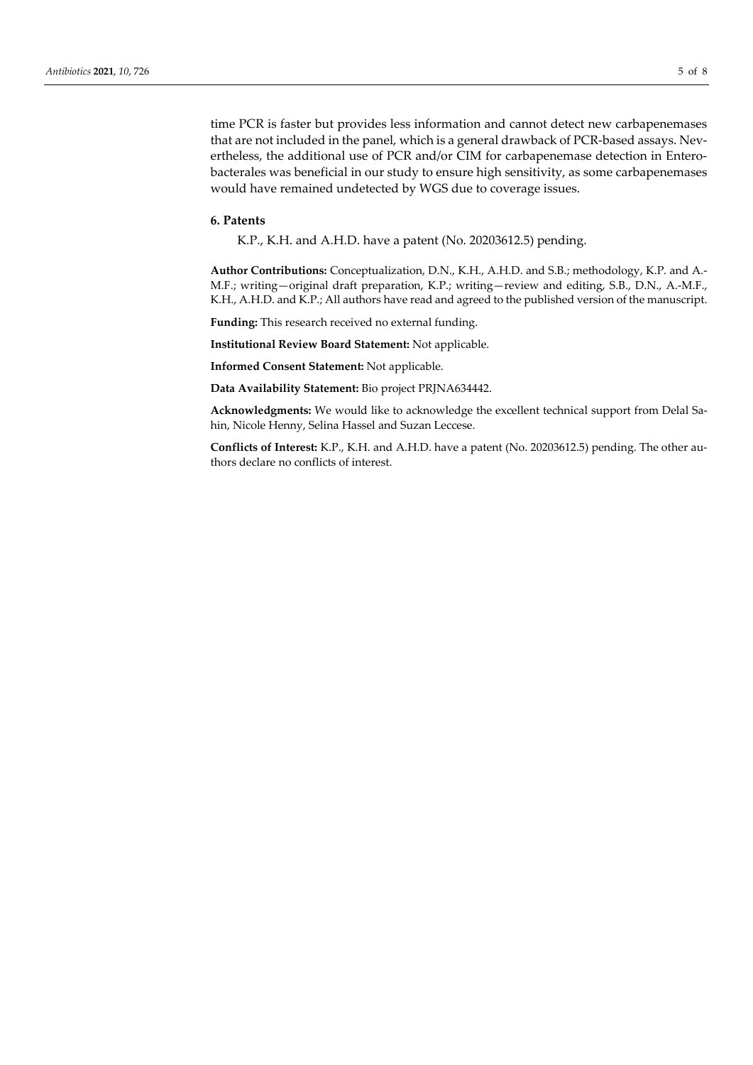time PCR is faster but provides less information and cannot detect new carbapenemases that are not included in the panel, which is a general drawback of PCR-based assays. Nevertheless, the additional use of PCR and/or CIM for carbapenemase detection in Enterobacterales was beneficial in our study to ensure high sensitivity, as some carbapenemases would have remained undetected by WGS due to coverage issues.

## 6. Patents

K.P., K.H. and A.H.D. have a patent (No. 20203612.5) pending.

**Author Contributions:** Conceptualization, D.N., K.H., A.H.D. and S.B.; methodology, K.P. and A.-M.F.; writing—original draft preparation, K.P.; writing—review and editing, S.B., D.N., A.-M.F., K.H., A.H.D. and K.P.; All authors have read and agreed to the published version of the manuscript.

**Funding:** This research received no external funding.

**Institutional Review Board Statement:** Not applicable.

**Informed Consent Statement:** Not applicable.

**Data Availability Statement:** Bio project PRJNA634442.

**Acknowledgments:** We would like to acknowledge the excellent technical support from Delal Sahin, Nicole Henny, Selina Hassel and Suzan Leccese.

**Conflicts of Interest:** K.P., K.H. and A.H.D. have a patent (No. 20203612.5) pending. The other authors declare no conflicts of interest.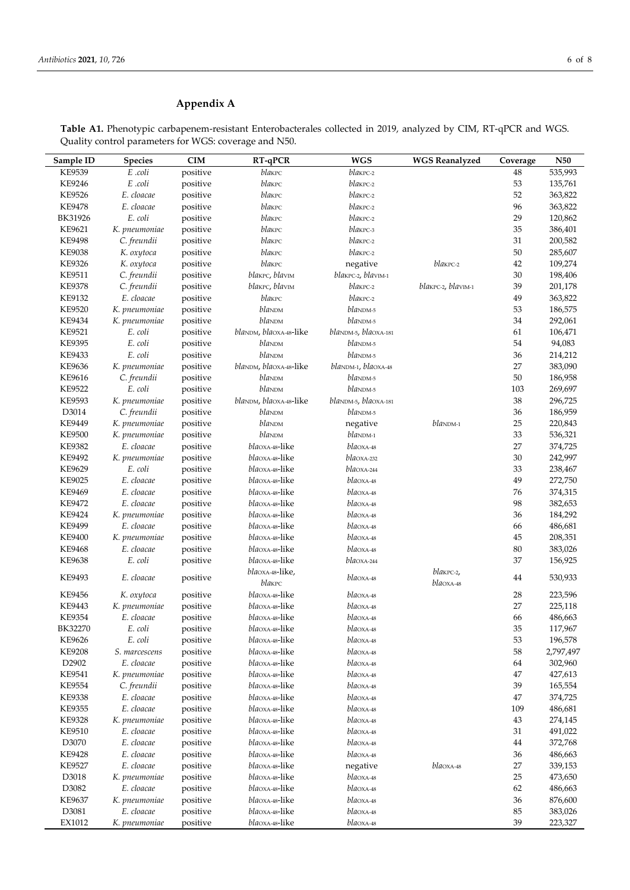## Appendix A

**Table A1.** Phenotypic carbapenem-resistant Enterobacterales collected in 2019, analyzed by CIM, RT-qPCR and WGS. Quality control parameters for WGS: coverage and N50.

| Sample ID | Species | CIM | RT-qPCR | WGS | WGS Reanalyzed | Coverage | N50 |
|---|---|---|---|---|---|---|---|
| KE9539 | *E .coli* | positive | $bla_{KPC}$ | $bla_{KPC-2}$ | | 48 | 535,993 |
| KE9246 | *E .coli* | positive | $bla_{KPC}$ | $bla_{KPC-2}$ | | 53 | 135,761 |
| KE9526 | *E. cloacae* | positive | $bla_{KPC}$ | $bla_{KPC-2}$ | | 52 | 363,822 |
| KE9478 | *E. cloacae* | positive | $bla_{KPC}$ | $bla_{KPC-2}$ | | 96 | 363,822 |
| BK31926 | *E. coli* | positive | $bla_{KPC}$ | $bla_{KPC-2}$ | | 29 | 120,862 |
| KE9621 | *K. pneumoniae* | positive | $bla_{KPC}$ | $bla_{KPC-3}$ | | 35 | 386,401 |
| KE9498 | *C. freundii* | positive | $bla_{KPC}$ | $bla_{KPC-2}$ | | 31 | 200,582 |
| KE9038 | *K. oxytoca* | positive | $bla_{KPC}$ | $bla_{KPC-2}$ | | 50 | 285,607 |
| KE9326 | *K. oxytoca* | positive | $bla_{KPC}$ | negative | $bla_{KPC-2}$ | 42 | 109,274 |
| KE9511 | *C. freundii* | positive | $bla_{KPC}$, $bla_{VIM}$ | $bla_{KPC-2}$, $bla_{VIM-1}$ | | 30 | 198,406 |
| KE9378 | *C. freundii* | positive | $bla_{KPC}$, $bla_{VIM}$ | $bla_{KPC-2}$ | $bla_{KPC-2}$, $bla_{VIM-1}$ | 39 | 201,178 |
| KE9132 | *E. cloacae* | positive | $bla_{KPC}$ | $bla_{KPC-2}$ | | 49 | 363,822 |
| KE9520 | *K. pneumoniae* | positive | $bla_{NDM}$ | $bla_{NDM-5}$ | | 53 | 186,575 |
| KE9434 | *K. pneumoniae* | positive | $bla_{NDM}$ | $bla_{NDM-5}$ | | 34 | 292,061 |
| KE9521 | *E. coli* | positive | $bla_{NDM}$, $bla_{OXA-48}$-like | $bla_{NDM-5}$, $bla_{OXA-181}$ | | 61 | 106,471 |
| KE9395 | *E. coli* | positive | $bla_{NDM}$ | $bla_{NDM-5}$ | | 54 | 94,083 |
| KE9433 | *E. coli* | positive | $bla_{NDM}$ | $bla_{NDM-5}$ | | 36 | 214,212 |
| KE9636 | *K. pneumoniae* | positive | $bla_{NDM}$, $bla_{OXA-48}$-like | $bla_{NDM-1}$, $bla_{OXA-48}$ | | 27 | 383,090 |
| KE9616 | *C. freundii* | positive | $bla_{NDM}$ | $bla_{NDM-5}$ | | 50 | 186,958 |
| KE9522 | *E. coli* | positive | $bla_{NDM}$ | $bla_{NDM-5}$ | | 103 | 269,697 |
| KE9593 | *K. pneumoniae* | positive | $bla_{NDM}$, $bla_{OXA-48}$-like | $bla_{NDM-5}$, $bla_{OXA-181}$ | | 38 | 296,725 |
| D3014 | *C. freundii* | positive | $bla_{NDM}$ | $bla_{NDM-5}$ | | 36 | 186,959 |
| KE9449 | *K. pneumoniae* | positive | $bla_{NDM}$ | negative | $bla_{NDM-1}$ | 25 | 220,843 |
| KE9500 | *K. pneumoniae* | positive | $bla_{NDM}$ | $bla_{NDM-1}$ | | 33 | 536,321 |
| KE9382 | *E. cloacae* | positive | $bla_{OXA-48}$-like | $bla_{OXA-48}$ | | 27 | 374,725 |
| KE9492 | *K. pneumoniae* | positive | $bla_{OXA-48}$-like | $bla_{OXA-232}$ | | 30 | 242,997 |
| KE9629 | *E. coli* | positive | $bla_{OXA-48}$-like | $bla_{OXA-244}$ | | 33 | 238,467 |
| KE9025 | *E. cloacae* | positive | $bla_{OXA-48}$-like | $bla_{OXA-48}$ | | 49 | 272,750 |
| KE9469 | *E. cloacae* | positive | $bla_{OXA-48}$-like | $bla_{OXA-48}$ | | 76 | 374,315 |
| KE9472 | *E. cloacae* | positive | $bla_{OXA-48}$-like | $bla_{OXA-48}$ | | 98 | 382,653 |
| KE9424 | *K. pneumoniae* | positive | $bla_{OXA-48}$-like | $bla_{OXA-48}$ | | 36 | 184,292 |
| KE9499 | *E. cloacae* | positive | $bla_{OXA-48}$-like | $bla_{OXA-48}$ | | 66 | 486,681 |
| KE9400 | *K. pneumoniae* | positive | $bla_{OXA-48}$-like | $bla_{OXA-48}$ | | 45 | 208,351 |
| KE9468 | *E. cloacae* | positive | $bla_{OXA-48}$-like | $bla_{OXA-48}$ | | 80 | 383,026 |
| KE9638 | *E. coli* | positive | $bla_{OXA-48}$-like | $bla_{OXA-244}$ | | 37 | 156,925 |
| KE9493 | *E. cloacae* | positive | $bla_{OXA-48}$-like, $bla_{KPC}$ | $bla_{OXA-48}$ | $bla_{KPC-2}$, $bla_{OXA-48}$ | 44 | 530,933 |
| KE9456 | *K. oxytoca* | positive | $bla_{OXA-48}$-like | $bla_{OXA-48}$ | | 28 | 223,596 |
| KE9443 | *K. pneumoniae* | positive | $bla_{OXA-48}$-like | $bla_{OXA-48}$ | | 27 | 225,118 |
| KE9354 | *E. cloacae* | positive | $bla_{OXA-48}$-like | $bla_{OXA-48}$ | | 66 | 486,663 |
| BK32270 | *E. coli* | positive | $bla_{OXA-48}$-like | $bla_{OXA-48}$ | | 35 | 117,967 |
| KE9626 | *E. coli* | positive | $bla_{OXA-48}$-like | $bla_{OXA-48}$ | | 53 | 196,578 |
| KE9208 | *S. marcescens* | positive | $bla_{OXA-48}$-like | $bla_{OXA-48}$ | | 58 | 2,797,497 |
| D2902 | *E. cloacae* | positive | $bla_{OXA-48}$-like | $bla_{OXA-48}$ | | 64 | 302,960 |
| KE9541 | *K. pneumoniae* | positive | $bla_{OXA-48}$-like | $bla_{OXA-48}$ | | 47 | 427,613 |
| KE9554 | *C. freundii* | positive | $bla_{OXA-48}$-like | $bla_{OXA-48}$ | | 39 | 165,554 |
| KE9338 | *E. cloacae* | positive | $bla_{OXA-48}$-like | $bla_{OXA-48}$ | | 47 | 374,725 |
| KE9355 | *E. cloacae* | positive | $bla_{OXA-48}$-like | $bla_{OXA-48}$ | | 109 | 486,681 |
| KE9328 | *K. pneumoniae* | positive | $bla_{OXA-48}$-like | $bla_{OXA-48}$ | | 43 | 274,145 |
| KE9510 | *E. cloacae* | positive | $bla_{OXA-48}$-like | $bla_{OXA-48}$ | | 31 | 491,022 |
| D3070 | *E. cloacae* | positive | $bla_{OXA-48}$-like | $bla_{OXA-48}$ | | 44 | 372,768 |
| KE9428 | *E. cloacae* | positive | $bla_{OXA-48}$-like | $bla_{OXA-48}$ | | 36 | 486,663 |
| KE9527 | *E. cloacae* | positive | $bla_{OXA-48}$-like | negative | $bla_{OXA-48}$ | 27 | 339,153 |
| D3018 | *K. pneumoniae* | positive | $bla_{OXA-48}$-like | $bla_{OXA-48}$ | | 25 | 473,650 |
| D3082 | *E. cloacae* | positive | $bla_{OXA-48}$-like | $bla_{OXA-48}$ | | 62 | 486,663 |
| KE9637 | *K. pneumoniae* | positive | $bla_{OXA-48}$-like | $bla_{OXA-48}$ | | 36 | 876,600 |
| D3081 | *E. cloacae* | positive | $bla_{OXA-48}$-like | $bla_{OXA-48}$ | | 85 | 383,026 |
| EX1012 | *K. pneumoniae* | positive | $bla_{OXA-48}$-like | $bla_{OXA-48}$ | | 39 | 223,327 |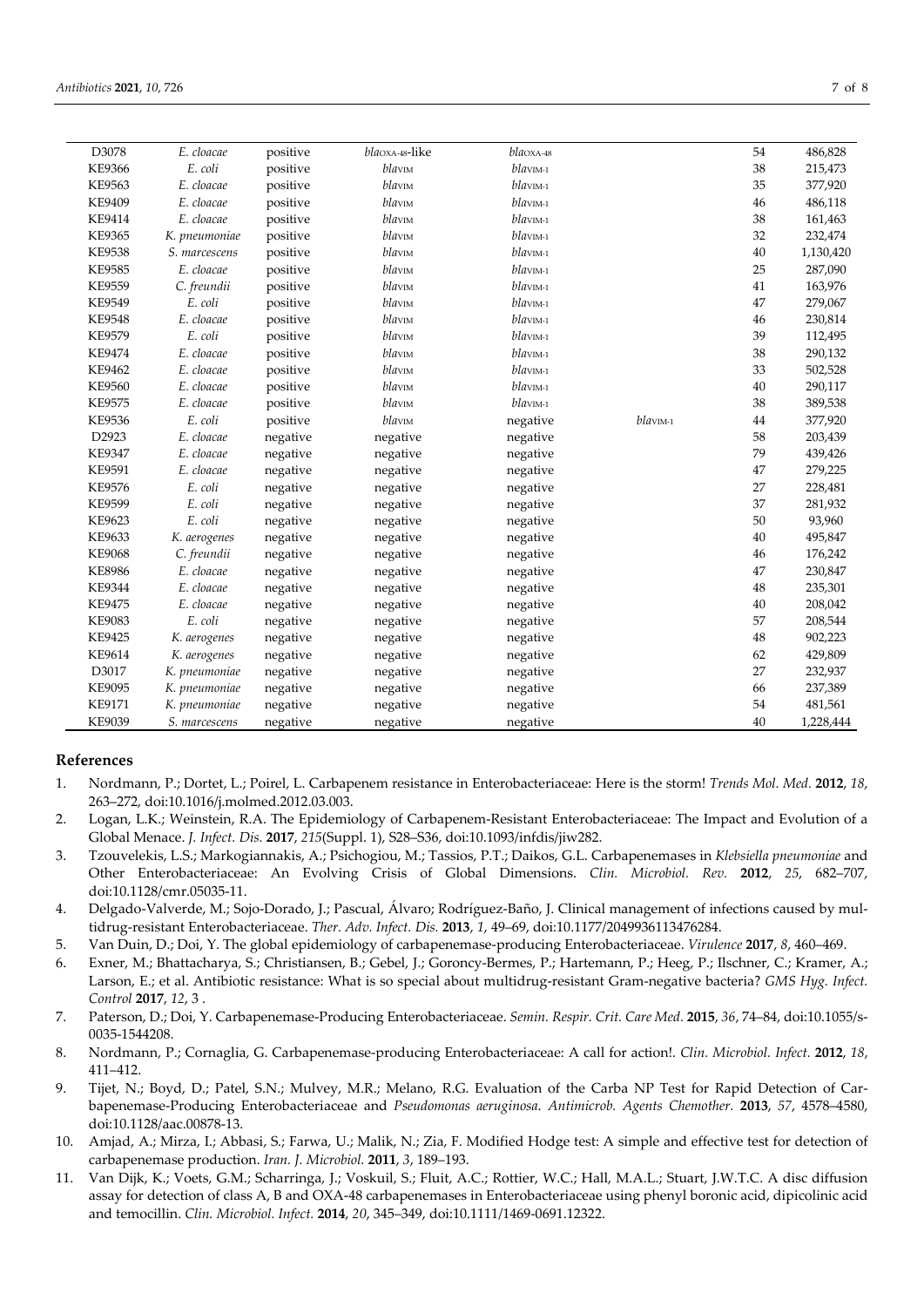| D3078 | *E. cloacae* | positive | *bla*$_{OXA-48}$-like | *bla*$_{OXA-48}$ | | 54 | 486,828 |
|---|---|---|---|---|---|---|---|
| KE9366 | *E. coli* | positive | *bla*$_{VIM}$ | *bla*$_{VIM-1}$ | | 38 | 215,473 |
| KE9563 | *E. cloacae* | positive | *bla*$_{VIM}$ | *bla*$_{VIM-1}$ | | 35 | 377,920 |
| KE9409 | *E. cloacae* | positive | *bla*$_{VIM}$ | *bla*$_{VIM-1}$ | | 46 | 486,118 |
| KE9414 | *E. cloacae* | positive | *bla*$_{VIM}$ | *bla*$_{VIM-1}$ | | 38 | 161,463 |
| KE9365 | *K. pneumoniae* | positive | *bla*$_{VIM}$ | *bla*$_{VIM-1}$ | | 32 | 232,474 |
| KE9538 | *S. marcescens* | positive | *bla*$_{VIM}$ | *bla*$_{VIM-1}$ | | 40 | 1,130,420 |
| KE9585 | *E. cloacae* | positive | *bla*$_{VIM}$ | *bla*$_{VIM-1}$ | | 25 | 287,090 |
| KE9559 | *C. freundii* | positive | *bla*$_{VIM}$ | *bla*$_{VIM-1}$ | | 41 | 163,976 |
| KE9549 | *E. coli* | positive | *bla*$_{VIM}$ | *bla*$_{VIM-1}$ | | 47 | 279,067 |
| KE9548 | *E. cloacae* | positive | *bla*$_{VIM}$ | *bla*$_{VIM-1}$ | | 46 | 230,814 |
| KE9579 | *E. coli* | positive | *bla*$_{VIM}$ | *bla*$_{VIM-1}$ | | 39 | 112,495 |
| KE9474 | *E. cloacae* | positive | *bla*$_{VIM}$ | *bla*$_{VIM-1}$ | | 38 | 290,132 |
| KE9462 | *E. cloacae* | positive | *bla*$_{VIM}$ | *bla*$_{VIM-1}$ | | 33 | 502,528 |
| KE9560 | *E. cloacae* | positive | *bla*$_{VIM}$ | *bla*$_{VIM-1}$ | | 40 | 290,117 |
| KE9575 | *E. cloacae* | positive | *bla*$_{VIM}$ | *bla*$_{VIM-1}$ | | 38 | 389,538 |
| KE9536 | *E. coli* | positive | *bla*$_{VIM}$ | negative | *bla*$_{VIM-1}$ | 44 | 377,920 |
| D2923 | *E. cloacae* | negative | negative | negative | | 58 | 203,439 |
| KE9347 | *E. cloacae* | negative | negative | negative | | 79 | 439,426 |
| KE9591 | *E. cloacae* | negative | negative | negative | | 47 | 279,225 |
| KE9576 | *E. coli* | negative | negative | negative | | 27 | 228,481 |
| KE9599 | *E. coli* | negative | negative | negative | | 37 | 281,932 |
| KE9623 | *E. coli* | negative | negative | negative | | 50 | 93,960 |
| KE9633 | *K. aerogenes* | negative | negative | negative | | 40 | 495,847 |
| KE9068 | *C. freundii* | negative | negative | negative | | 46 | 176,242 |
| KE8986 | *E. cloacae* | negative | negative | negative | | 47 | 230,847 |
| KE9344 | *E. cloacae* | negative | negative | negative | | 48 | 235,301 |
| KE9475 | *E. cloacae* | negative | negative | negative | | 40 | 208,042 |
| KE9083 | *E. coli* | negative | negative | negative | | 57 | 208,544 |
| KE9425 | *K. aerogenes* | negative | negative | negative | | 48 | 902,223 |
| KE9614 | *K. aerogenes* | negative | negative | negative | | 62 | 429,809 |
| D3017 | *K. pneumoniae* | negative | negative | negative | | 27 | 232,937 |
| KE9095 | *K. pneumoniae* | negative | negative | negative | | 66 | 237,389 |
| KE9171 | *K. pneumoniae* | negative | negative | negative | | 54 | 481,561 |
| KE9039 | *S. marcescens* | negative | negative | negative | | 40 | 1,228,444 |

## References

1. Nordmann, P.; Dortet, L.; Poirel, L. Carbapenem resistance in Enterobacteriaceae: Here is the storm! *Trends Mol. Med.* **2012**, *18*, 263–272, doi:10.1016/j.molmed.2012.03.003.
2. Logan, L.K.; Weinstein, R.A. The Epidemiology of Carbapenem-Resistant Enterobacteriaceae: The Impact and Evolution of a Global Menace. *J. Infect. Dis.* **2017**, *215*(Suppl. 1), S28–S36, doi:10.1093/infdis/jiw282.
3. Tzouvelekis, L.S.; Markogiannakis, A.; Psichogiou, M.; Tassios, P.T.; Daikos, G.L. Carbapenemases in *Klebsiella pneumoniae* and Other Enterobacteriaceae: An Evolving Crisis of Global Dimensions. *Clin. Microbiol. Rev.* **2012**, *25*, 682–707, doi:10.1128/cmr.05035-11.
4. Delgado-Valverde, M.; Sojo-Dorado, J.; Pascual, Álvaro; Rodríguez-Baño, J. Clinical management of infections caused by multidrug-resistant Enterobacteriaceae. *Ther. Adv. Infect. Dis.* **2013**, *1*, 49–69, doi:10.1177/2049936113476284.
5. Van Duin, D.; Doi, Y. The global epidemiology of carbapenemase-producing Enterobacteriaceae. *Virulence* **2017**, *8*, 460–469.
6. Exner, M.; Bhattacharya, S.; Christiansen, B.; Gebel, J.; Goroncy-Bermes, P.; Hartemann, P.; Heeg, P.; Ilschner, C.; Kramer, A.; Larson, E.; et al. Antibiotic resistance: What is so special about multidrug-resistant Gram-negative bacteria? *GMS Hyg. Infect. Control* **2017**, *12*, 3 .
7. Paterson, D.; Doi, Y. Carbapenemase-Producing Enterobacteriaceae. *Semin. Respir. Crit. Care Med.* **2015**, *36*, 74–84, doi:10.1055/s-0035-1544208.
8. Nordmann, P.; Cornaglia, G. Carbapenemase-producing Enterobacteriaceae: A call for action!. *Clin. Microbiol. Infect.* **2012**, *18*, 411–412.
9. Tijet, N.; Boyd, D.; Patel, S.N.; Mulvey, M.R.; Melano, R.G. Evaluation of the Carba NP Test for Rapid Detection of Carbapenemase-Producing Enterobacteriaceae and *Pseudomonas aeruginosa*. *Antimicrob. Agents Chemother.* **2013**, *57*, 4578–4580, doi:10.1128/aac.00878-13.
10. Amjad, A.; Mirza, I.; Abbasi, S.; Farwa, U.; Malik, N.; Zia, F. Modified Hodge test: A simple and effective test for detection of carbapenemase production. *Iran. J. Microbiol.* **2011**, *3*, 189–193.
11. Van Dijk, K.; Voets, G.M.; Scharringa, J.; Voskuil, S.; Fluit, A.C.; Rottier, W.C.; Hall, M.A.L.; Stuart, J.W.T.C. A disc diffusion assay for detection of class A, B and OXA-48 carbapenemases in Enterobacteriaceae using phenyl boronic acid, dipicolinic acid and temocillin. *Clin. Microbiol. Infect.* **2014**, *20*, 345–349, doi:10.1111/1469-0691.12322.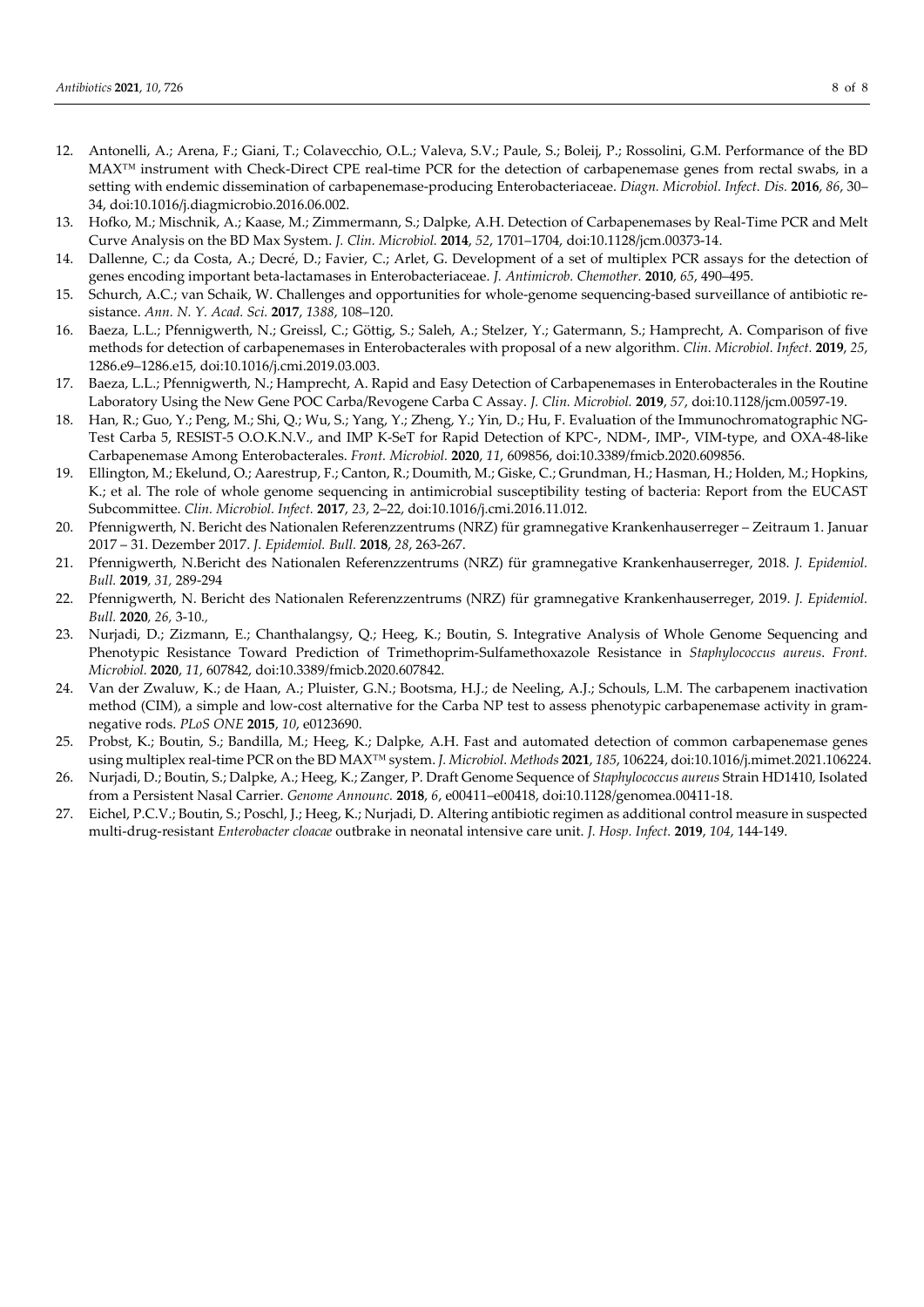12. Antonelli, A.; Arena, F.; Giani, T.; Colavecchio, O.L.; Valeva, S.V.; Paule, S.; Boleij, P.; Rossolini, G.M. Performance of the BD MAX™ instrument with Check-Direct CPE real-time PCR for the detection of carbapenemase genes from rectal swabs, in a setting with endemic dissemination of carbapenemase-producing Enterobacteriaceae. *Diagn. Microbiol. Infect. Dis.* **2016**, *86*, 30–34, doi:10.1016/j.diagmicrobio.2016.06.002.
13. Hofko, M.; Mischnik, A.; Kaase, M.; Zimmermann, S.; Dalpke, A.H. Detection of Carbapenemases by Real-Time PCR and Melt Curve Analysis on the BD Max System. *J. Clin. Microbiol.* **2014**, *52*, 1701–1704, doi:10.1128/jcm.00373-14.
14. Dallenne, C.; da Costa, A.; Decré, D.; Favier, C.; Arlet, G. Development of a set of multiplex PCR assays for the detection of genes encoding important beta-lactamases in Enterobacteriaceae. *J. Antimicrob. Chemother.* **2010**, *65*, 490–495.
15. Schurch, A.C.; van Schaik, W. Challenges and opportunities for whole-genome sequencing-based surveillance of antibiotic resistance. *Ann. N. Y. Acad. Sci.* **2017**, *1388*, 108–120.
16. Baeza, L.L.; Pfennigwerth, N.; Greissl, C.; Göttig, S.; Saleh, A.; Stelzer, Y.; Gatermann, S.; Hamprecht, A. Comparison of five methods for detection of carbapenemases in Enterobacterales with proposal of a new algorithm. *Clin. Microbiol. Infect.* **2019**, *25*, 1286.e9–1286.e15, doi:10.1016/j.cmi.2019.03.003.
17. Baeza, L.L.; Pfennigwerth, N.; Hamprecht, A. Rapid and Easy Detection of Carbapenemases in Enterobacterales in the Routine Laboratory Using the New Gene POC Carba/Revogene Carba C Assay. *J. Clin. Microbiol.* **2019**, *57*, doi:10.1128/jcm.00597-19.
18. Han, R.; Guo, Y.; Peng, M.; Shi, Q.; Wu, S.; Yang, Y.; Zheng, Y.; Yin, D.; Hu, F. Evaluation of the Immunochromatographic NG-Test Carba 5, RESIST-5 O.O.K.N.V., and IMP K-SeT for Rapid Detection of KPC-, NDM-, IMP-, VIM-type, and OXA-48-like Carbapenemase Among Enterobacterales. *Front. Microbiol.* **2020**, *11*, 609856, doi:10.3389/fmicb.2020.609856.
19. Ellington, M.; Ekelund, O.; Aarestrup, F.; Canton, R.; Doumith, M.; Giske, C.; Grundman, H.; Hasman, H.; Holden, M.; Hopkins, K.; et al. The role of whole genome sequencing in antimicrobial susceptibility testing of bacteria: Report from the EUCAST Subcommittee. *Clin. Microbiol. Infect.* **2017**, *23*, 2–22, doi:10.1016/j.cmi.2016.11.012.
20. Pfennigwerth, N. Bericht des Nationalen Referenzzentrums (NRZ) für gramnegative Krankenhauserreger – Zeitraum 1. Januar 2017 – 31. Dezember 2017. *J. Epidemiol. Bull.* **2018**, *28*, 263-267.
21. Pfennigwerth, N.Bericht des Nationalen Referenzzentrums (NRZ) für gramnegative Krankenhauserreger, 2018. *J. Epidemiol. Bull.* **2019**, *31*, 289-294
22. Pfennigwerth, N. Bericht des Nationalen Referenzzentrums (NRZ) für gramnegative Krankenhauserreger, 2019. *J. Epidemiol. Bull.* **2020**, *26*, 3-10.,
23. Nurjadi, D.; Zizmann, E.; Chanthalangsy, Q.; Heeg, K.; Boutin, S. Integrative Analysis of Whole Genome Sequencing and Phenotypic Resistance Toward Prediction of Trimethoprim-Sulfamethoxazole Resistance in *Staphylococcus aureus*. *Front. Microbiol.* **2020**, *11*, 607842, doi:10.3389/fmicb.2020.607842.
24. Van der Zwaluw, K.; de Haan, A.; Pluister, G.N.; Bootsma, H.J.; de Neeling, A.J.; Schouls, L.M. The carbapenem inactivation method (CIM), a simple and low-cost alternative for the Carba NP test to assess phenotypic carbapenemase activity in gram-negative rods. *PLoS ONE* **2015**, *10*, e0123690.
25. Probst, K.; Boutin, S.; Bandilla, M.; Heeg, K.; Dalpke, A.H. Fast and automated detection of common carbapenemase genes using multiplex real-time PCR on the BD MAX™ system. *J. Microbiol. Methods* **2021**, *185*, 106224, doi:10.1016/j.mimet.2021.106224.
26. Nurjadi, D.; Boutin, S.; Dalpke, A.; Heeg, K.; Zanger, P. Draft Genome Sequence of *Staphylococcus aureus* Strain HD1410, Isolated from a Persistent Nasal Carrier. *Genome Announc.* **2018**, *6*, e00411–e00418, doi:10.1128/genomea.00411-18.
27. Eichel, P.C.V.; Boutin, S.; Poschl, J.; Heeg, K.; Nurjadi, D. Altering antibiotic regimen as additional control measure in suspected multi-drug-resistant *Enterobacter cloacae* outbrake in neonatal intensive care unit. *J. Hosp. Infect.* **2019**, *104*, 144-149.